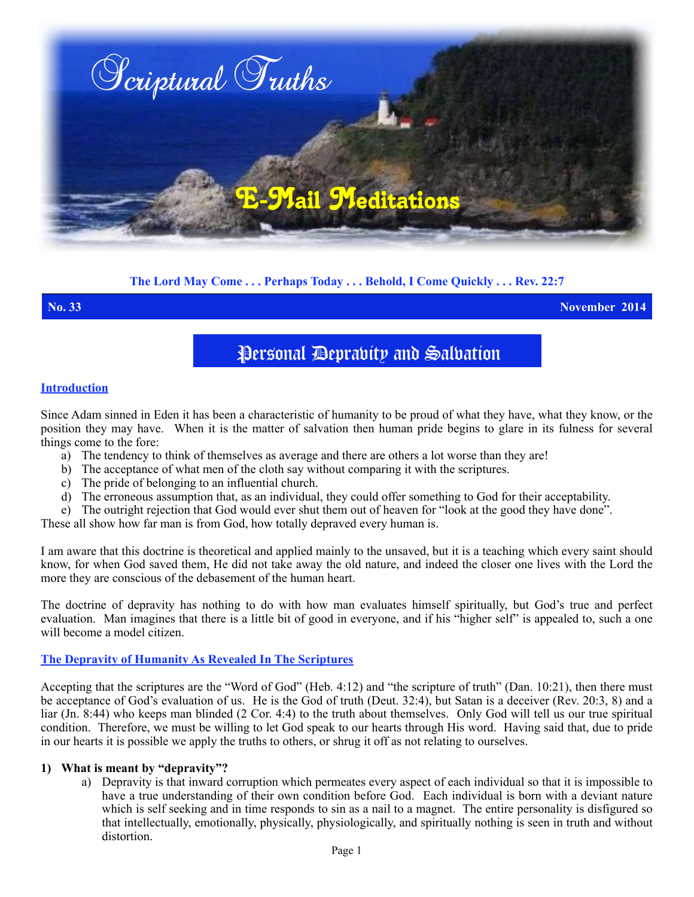# Scriptural Truths

## E-Mail Meditations

**The Lord May Come . . . Perhaps Today . . . Behold, I Come Quickly . . . Rev. 22:7**

**No. 33** **November 2014**

# Personal Depravity and Salvation

## Introduction

Since Adam sinned in Eden it has been a characteristic of humanity to be proud of what they have, what they know, or the position they may have. When it is the matter of salvation then human pride begins to glare in its fulness for several things come to the fore:

a) The tendency to think of themselves as average and there are others a lot worse than they are!
b) The acceptance of what men of the cloth say without comparing it with the scriptures.
c) The pride of belonging to an influential church.
d) The erroneous assumption that, as an individual, they could offer something to God for their acceptability.
e) The outright rejection that God would ever shut them out of heaven for "look at the good they have done".

These all show how far man is from God, how totally depraved every human is.

I am aware that this doctrine is theoretical and applied mainly to the unsaved, but it is a teaching which every saint should know, for when God saved them, He did not take away the old nature, and indeed the closer one lives with the Lord the more they are conscious of the debasement of the human heart.

The doctrine of depravity has nothing to do with how man evaluates himself spiritually, but God's true and perfect evaluation. Man imagines that there is a little bit of good in everyone, and if his "higher self" is appealed to, such a one will become a model citizen.

## The Depravity of Humanity As Revealed In The Scriptures

Accepting that the scriptures are the "Word of God" (Heb. 4:12) and "the scripture of truth" (Dan. 10:21), then there must be acceptance of God's evaluation of us. He is the God of truth (Deut. 32:4), but Satan is a deceiver (Rev. 20:3, 8) and a liar (Jn. 8:44) who keeps man blinded (2 Cor. 4:4) to the truth about themselves. Only God will tell us our true spiritual condition. Therefore, we must be willing to let God speak to our hearts through His word. Having said that, due to pride in our hearts it is possible we apply the truths to others, or shrug it off as not relating to ourselves.

**1) What is meant by "depravity"?**

a) Depravity is that inward corruption which permeates every aspect of each individual so that it is impossible to have a true understanding of their own condition before God. Each individual is born with a deviant nature which is self seeking and in time responds to sin as a nail to a magnet. The entire personality is disfigured so that intellectually, emotionally, physically, physiologically, and spiritually nothing is seen in truth and without distortion.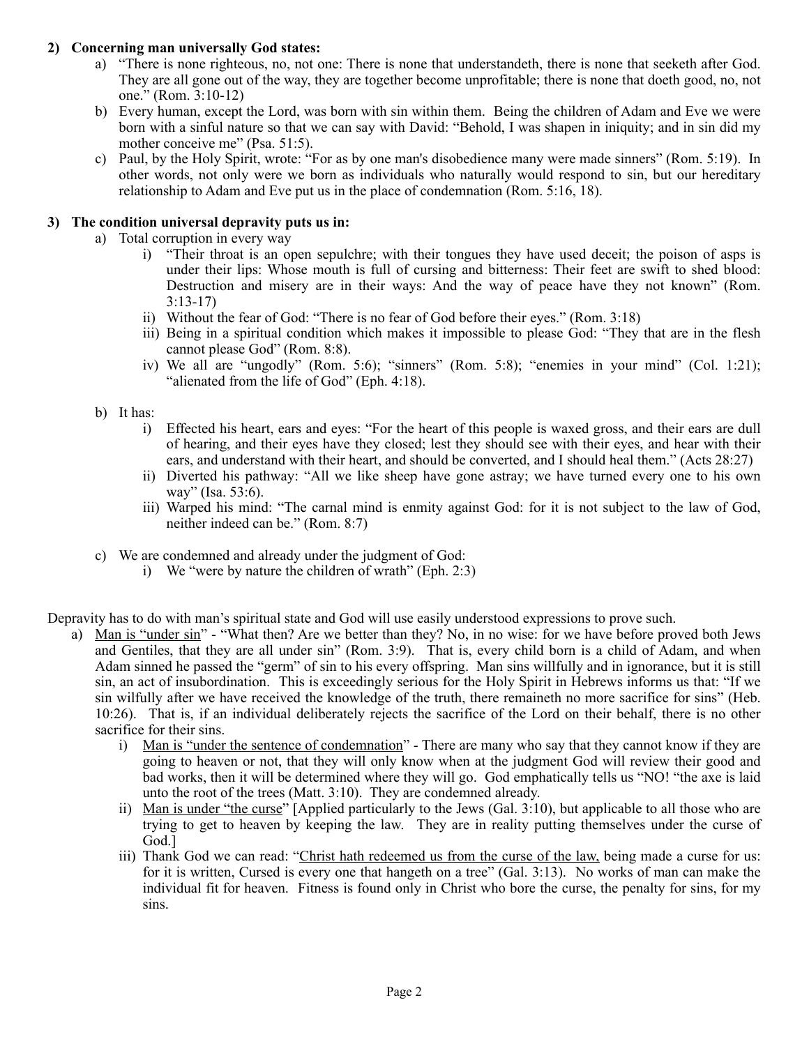**2) Concerning man universally God states:**

a) "There is none righteous, no, not one: There is none that understandeth, there is none that seeketh after God. They are all gone out of the way, they are together become unprofitable; there is none that doeth good, no, not one." (Rom. 3:10-12)

b) Every human, except the Lord, was born with sin within them. Being the children of Adam and Eve we were born with a sinful nature so that we can say with David: "Behold, I was shapen in iniquity; and in sin did my mother conceive me" (Psa. 51:5).

c) Paul, by the Holy Spirit, wrote: "For as by one man's disobedience many were made sinners" (Rom. 5:19). In other words, not only were we born as individuals who naturally would respond to sin, but our hereditary relationship to Adam and Eve put us in the place of condemnation (Rom. 5:16, 18).

**3) The condition universal depravity puts us in:**

a) Total corruption in every way
   - i) "Their throat is an open sepulchre; with their tongues they have used deceit; the poison of asps is under their lips: Whose mouth is full of cursing and bitterness: Their feet are swift to shed blood: Destruction and misery are in their ways: And the way of peace have they not known" (Rom. 3:13-17)
   - ii) Without the fear of God: "There is no fear of God before their eyes." (Rom. 3:18)
   - iii) Being in a spiritual condition which makes it impossible to please God: "They that are in the flesh cannot please God" (Rom. 8:8).
   - iv) We all are "ungodly" (Rom. 5:6); "sinners" (Rom. 5:8); "enemies in your mind" (Col. 1:21); "alienated from the life of God" (Eph. 4:18).

b) It has:
   - i) Effected his heart, ears and eyes: "For the heart of this people is waxed gross, and their ears are dull of hearing, and their eyes have they closed; lest they should see with their eyes, and hear with their ears, and understand with their heart, and should be converted, and I should heal them." (Acts 28:27)
   - ii) Diverted his pathway: "All we like sheep have gone astray; we have turned every one to his own way" (Isa. 53:6).
   - iii) Warped his mind: "The carnal mind is enmity against God: for it is not subject to the law of God, neither indeed can be." (Rom. 8:7)

c) We are condemned and already under the judgment of God:
   - i) We "were by nature the children of wrath" (Eph. 2:3)

Depravity has to do with man's spiritual state and God will use easily understood expressions to prove such.

a) <u>Man is "under sin</u>" - "What then? Are we better than they? No, in no wise: for we have before proved both Jews and Gentiles, that they are all under sin" (Rom. 3:9). That is, every child born is a child of Adam, and when Adam sinned he passed the "germ" of sin to his every offspring. Man sins willfully and in ignorance, but it is still sin, an act of insubordination. This is exceedingly serious for the Holy Spirit in Hebrews informs us that: "If we sin wilfully after we have received the knowledge of the truth, there remaineth no more sacrifice for sins" (Heb. 10:26). That is, if an individual deliberately rejects the sacrifice of the Lord on their behalf, there is no other sacrifice for their sins.
   - i) <u>Man is "under the sentence of condemnation</u>" - There are many who say that they cannot know if they are going to heaven or not, that they will only know when at the judgment God will review their good and bad works, then it will be determined where they will go. God emphatically tells us "NO! "the axe is laid unto the root of the trees (Matt. 3:10). They are condemned already.
   - ii) <u>Man is under "the curse</u>" [Applied particularly to the Jews (Gal. 3:10), but applicable to all those who are trying to get to heaven by keeping the law. They are in reality putting themselves under the curse of God.]
   - iii) Thank God we can read: "<u>Christ hath redeemed us from the curse of the law,</u> being made a curse for us: for it is written, Cursed is every one that hangeth on a tree" (Gal. 3:13). No works of man can make the individual fit for heaven. Fitness is found only in Christ who bore the curse, the penalty for sins, for my sins.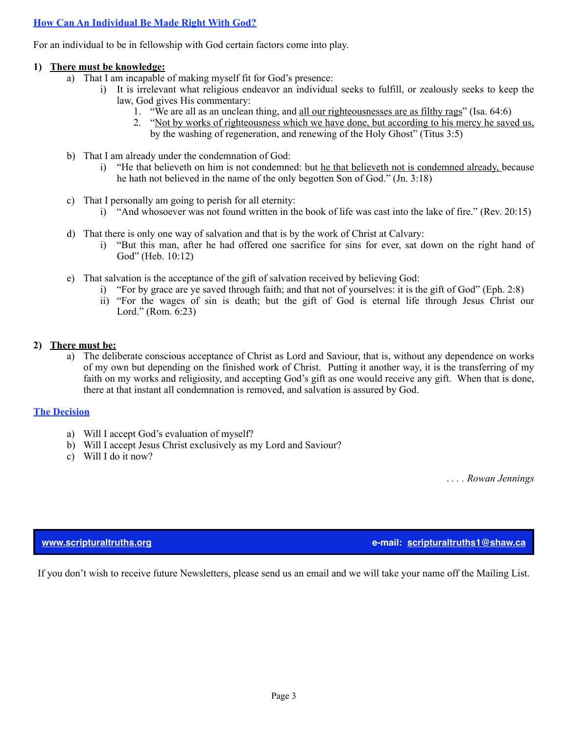## [How Can An Individual Be Made Right With God?]

For an individual to be in fellowship with God certain factors come into play.

**1) <u>There must be knowledge:</u>**

a) That I am incapable of making myself fit for God's presence:

   i) It is irrelevant what religious endeavor an individual seeks to fulfill, or zealously seeks to keep the law, God gives His commentary:

      1. "We are all as an unclean thing, and <u>all our righteousnesses are as filthy rags</u>" (Isa. 64:6)
      2. "<u>Not by works of righteousness which we have done, but according to his mercy he saved us,</u> by the washing of regeneration, and renewing of the Holy Ghost" (Titus 3:5)

b) That I am already under the condemnation of God:

   i) "He that believeth on him is not condemned: but <u>he that believeth not is condemned already,</u> because he hath not believed in the name of the only begotten Son of God." (Jn. 3:18)

c) That I personally am going to perish for all eternity:

   i) "And whosoever was not found written in the book of life was cast into the lake of fire." (Rev. 20:15)

d) That there is only one way of salvation and that is by the work of Christ at Calvary:

   i) "But this man, after he had offered one sacrifice for sins for ever, sat down on the right hand of God" (Heb. 10:12)

e) That salvation is the acceptance of the gift of salvation received by believing God:

   i) "For by grace are ye saved through faith; and that not of yourselves: it is the gift of God" (Eph. 2:8)
   ii) "For the wages of sin is death; but the gift of God is eternal life through Jesus Christ our Lord." (Rom. 6:23)

**2) <u>There must be:</u>**

a) The deliberate conscious acceptance of Christ as Lord and Saviour, that is, without any dependence on works of my own but depending on the finished work of Christ. Putting it another way, it is the transferring of my faith on my works and religiosity, and accepting God's gift as one would receive any gift. When that is done, there at that instant all condemnation is removed, and salvation is assured by God.

## [The Decision]

a) Will I accept God's evaluation of myself?
b) Will I accept Jesus Christ exclusively as my Lord and Saviour?
c) Will I do it now?

*. . . . Rowan Jennings*

**www.scripturaltruths.org** — **e-mail: scripturaltruths1@shaw.ca**

If you don't wish to receive future Newsletters, please send us an email and we will take your name off the Mailing List.